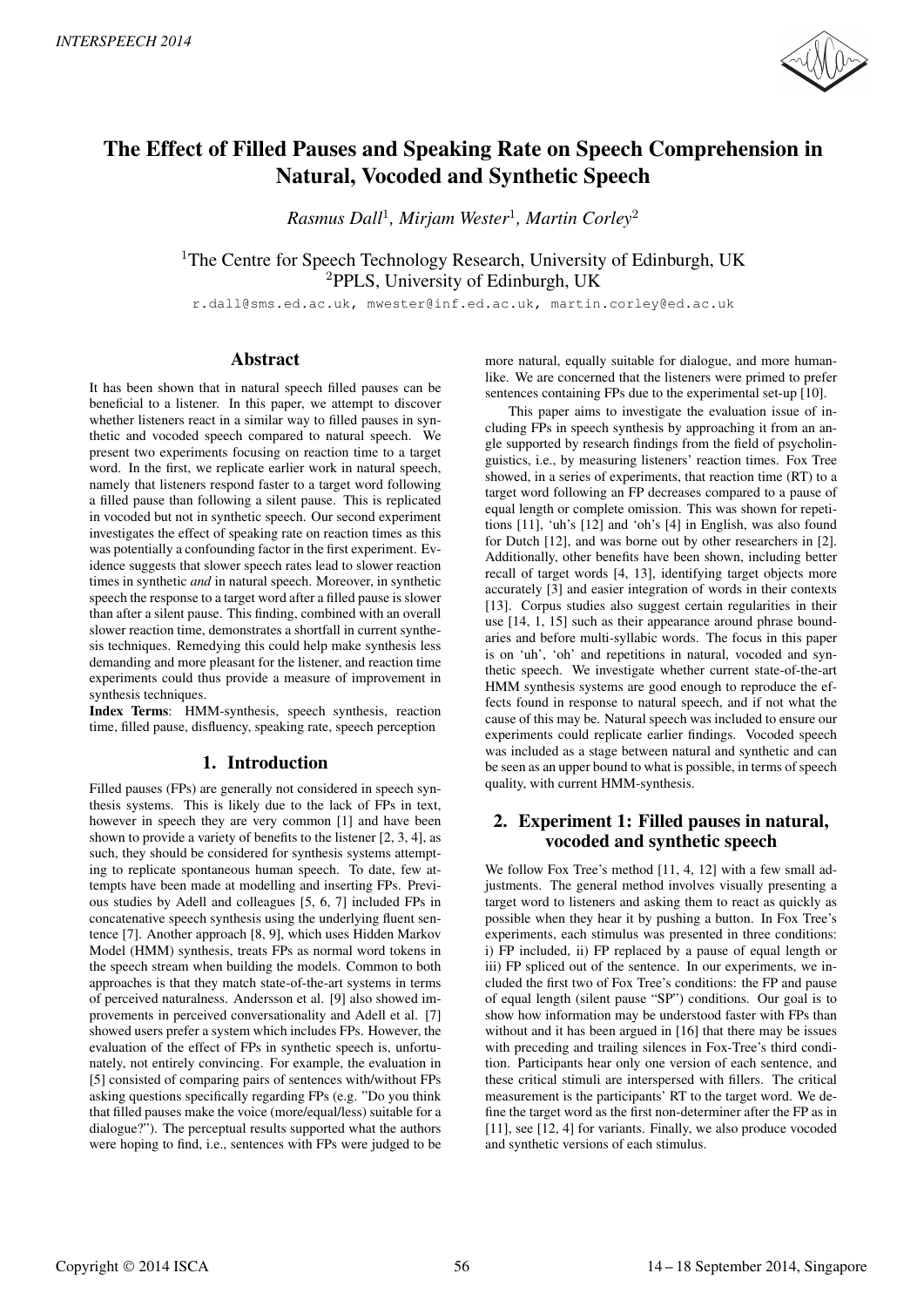# The Effect of Filled Pauses and Speaking Rate on Speech Comprehension in Natural, Vocoded and Synthetic Speech

*Rasmus Dall*[1], *Mirjam Wester*[1], *Martin Corley*[2]

[1]The Centre for Speech Technology Research, University of Edinburgh, UK
[2]PPLS, University of Edinburgh, UK

r.dall@sms.ed.ac.uk, mwester@inf.ed.ac.uk, martin.corley@ed.ac.uk

## Abstract

It has been shown that in natural speech filled pauses can be beneficial to a listener. In this paper, we attempt to discover whether listeners react in a similar way to filled pauses in synthetic and vocoded speech compared to natural speech. We present two experiments focusing on reaction time to a target word. In the first, we replicate earlier work in natural speech, namely that listeners respond faster to a target word following a filled pause than following a silent pause. This is replicated in vocoded but not in synthetic speech. Our second experiment investigates the effect of speaking rate on reaction times as this was potentially a confounding factor in the first experiment. Evidence suggests that slower speech rates lead to slower reaction times in synthetic *and* in natural speech. Moreover, in synthetic speech the response to a target word after a filled pause is slower than after a silent pause. This finding, combined with an overall slower reaction time, demonstrates a shortfall in current synthesis techniques. Remedying this could help make synthesis less demanding and more pleasant for the listener, and reaction time experiments could thus provide a measure of improvement in synthesis techniques.

**Index Terms**: HMM-synthesis, speech synthesis, reaction time, filled pause, disfluency, speaking rate, speech perception

## 1. Introduction

Filled pauses (FPs) are generally not considered in speech synthesis systems. This is likely due to the lack of FPs in text, however in speech they are very common [1] and have been shown to provide a variety of benefits to the listener [2, 3, 4], as such, they should be considered for synthesis systems attempting to replicate spontaneous human speech. To date, few attempts have been made at modelling and inserting FPs. Previous studies by Adell and colleagues [5, 6, 7] included FPs in concatenative speech synthesis using the underlying fluent sentence [7]. Another approach [8, 9], which uses Hidden Markov Model (HMM) synthesis, treats FPs as normal word tokens in the speech stream when building the models. Common to both approaches is that they match state-of-the-art systems in terms of perceived naturalness. Andersson et al. [9] also showed improvements in perceived conversationality and Adell et al. [7] showed users prefer a system which includes FPs. However, the evaluation of the effect of FPs in synthetic speech is, unfortunately, not entirely convincing. For example, the evaluation in [5] consisted of comparing pairs of sentences with/without FPs asking questions specifically regarding FPs (e.g. "Do you think that filled pauses make the voice (more/equal/less) suitable for a dialogue?"). The perceptual results supported what the authors were hoping to find, i.e., sentences with FPs were judged to be more natural, equally suitable for dialogue, and more human-like. We are concerned that the listeners were primed to prefer sentences containing FPs due to the experimental set-up [10].

This paper aims to investigate the evaluation issue of including FPs in speech synthesis by approaching it from an angle supported by research findings from the field of psycholinguistics, i.e., by measuring listeners' reaction times. Fox Tree showed, in a series of experiments, that reaction time (RT) to a target word following an FP decreases compared to a pause of equal length or complete omission. This was shown for repetitions [11], 'uh's [12] and 'oh's [4] in English, was also found for Dutch [12], and was borne out by other researchers in [2]. Additionally, other benefits have been shown, including better recall of target words [4, 13], identifying target objects more accurately [3] and easier integration of words in their contexts [13]. Corpus studies also suggest certain regularities in their use [14, 1, 15] such as their appearance around phrase boundaries and before multi-syllabic words. The focus in this paper is on 'uh', 'oh' and repetitions in natural, vocoded and synthetic speech. We investigate whether current state-of-the-art HMM synthesis systems are good enough to reproduce the effects found in response to natural speech, and if not what the cause of this may be. Natural speech was included to ensure our experiments could replicate earlier findings. Vocoded speech was included as a stage between natural and synthetic and can be seen as an upper bound to what is possible, in terms of speech quality, with current HMM-synthesis.

## 2. Experiment 1: Filled pauses in natural, vocoded and synthetic speech

We follow Fox Tree's method [11, 4, 12] with a few small adjustments. The general method involves visually presenting a target word to listeners and asking them to react as quickly as possible when they hear it by pushing a button. In Fox Tree's experiments, each stimulus was presented in three conditions: i) FP included, ii) FP replaced by a pause of equal length or iii) FP spliced out of the sentence. In our experiments, we included the first two of Fox Tree's conditions: the FP and pause of equal length (silent pause "SP") conditions. Our goal is to show how information may be understood faster with FPs than without and it has been argued in [16] that there may be issues with preceding and trailing silences in Fox-Tree's third condition. Participants hear only one version of each sentence, and these critical stimuli are interspersed with fillers. The critical measurement is the participants' RT to the target word. We define the target word as the first non-determiner after the FP as in [11], see [12, 4] for variants. Finally, we also produce vocoded and synthetic versions of each stimulus.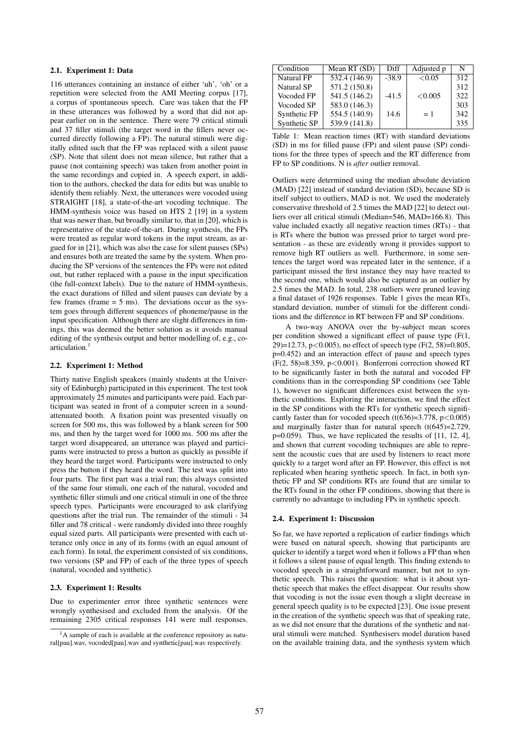### 2.1. Experiment 1: Data

116 utterances containing an instance of either 'uh', 'oh' or a repetition were selected from the AMI Meeting corpus [17], a corpus of spontaneous speech. Care was taken that the FP in these utterances was followed by a word that did not appear earlier on in the sentence. There were 79 critical stimuli and 37 filler stimuli (the target word in the fillers never occurred directly following a FP). The natural stimuli were digitally edited such that the FP was replaced with a silent pause (SP). Note that silent does not mean silence, but rather that a pause (not containing speech) was taken from another point in the same recordings and copied in. A speech expert, in addition to the authors, checked the data for edits but was unable to identify them reliably. Next, the utterances were vocoded using STRAIGHT [18], a state-of-the-art vocoding technique. The HMM-synthesis voice was based on HTS 2 [19] in a system that was newer than, but broadly similar to, that in [20], which is representative of the state-of-the-art. During synthesis, the FPs were treated as regular word tokens in the input stream, as argued for in [21], which was also the case for silent pauses (SPs) and ensures both are treated the same by the system. When producing the SP versions of the sentences the FPs were not edited out, but rather replaced with a pause in the input specification (the full-context labels). Due to the nature of HMM-synthesis, the exact durations of filled and silent pauses can deviate by a few frames (frame = 5 ms). The deviations occur as the system goes through different sequences of phoneme/pause in the input specification. Although there are slight differences in timings, this was deemed the better solution as it avoids manual editing of the synthesis output and better modelling of, e.g., co-articulation.[1]

### 2.2. Experiment 1: Method

Thirty native English speakers (mainly students at the University of Edinburgh) participated in this experiment. The test took approximately 25 minutes and participants were paid. Each participant was seated in front of a computer screen in a sound-attenuated booth. A fixation point was presented visually on screen for 500 ms, this was followed by a blank screen for 500 ms, and then by the target word for 1000 ms. 500 ms after the target word disappeared, an utterance was played and participants were instructed to press a button as quickly as possible if they heard the target word. Participants were instructed to only press the button if they heard the word. The test was split into four parts. The first part was a trial run; this always consisted of the same four stimuli, one each of the natural, vocoded and synthetic filler stimuli and one critical stimuli in one of the three speech types. Participants were encouraged to ask clarifying questions after the trial run. The remainder of the stimuli - 34 filler and 78 critical - were randomly divided into three roughly equal sized parts. All participants were presented with each utterance only once in any of its forms (with an equal amount of each form). In total, the experiment consisted of six conditions, two versions (SP and FP) of each of the three types of speech (natural, vocoded and synthetic).

### 2.3. Experiment 1: Results

Due to experimenter error three synthetic sentences were wrongly synthesised and excluded from the analysis. Of the remaining 2305 critical responses 141 were null responses.

[1] A sample of each is available at the conference repository as natural[pau].wav, vocoded[pau].wav and synthetic[pau].wav respectively.

| Condition | Mean RT (SD) | Diff | Adjusted p | N |
|---|---|---|---|---|
| Natural FP | 532.4 (146.9) | -38.9 | $<0.05$ | 312 |
| Natural SP | 571.2 (150.8) | | | 312 |
| Vocoded FP | 541.5 (146.2) | -41.5 | $<0.005$ | 322 |
| Vocoded SP | 583.0 (146.3) | | | 303 |
| Synthetic FP | 554.5 (140.9) | 14.6 | $= 1$ | 342 |
| Synthetic SP | 539.9 (141.8) | | | 335 |

Table 1: Mean reaction times (RT) with standard deviations (SD) in ms for filled pause (FP) and silent pause (SP) conditions for the three types of speech and the RT difference from FP to SP conditions. N is *after* outlier removal.

Outliers were determined using the median absolute deviation (MAD) [22] instead of standard deviation (SD), because SD is itself subject to outliers, MAD is not. We used the moderately conservative threshold of 2.5 times the MAD [22] to detect outliers over all critical stimuli (Median=546, MAD=166.8). This value included exactly all negative reaction times (RTs) - that is RTs where the button was pressed prior to target word presentation - as these are evidently wrong it provides support to remove high RT outliers as well. Furthermore, in some sentences the target word was repeated later in the sentence, if a participant missed the first instance they may have reacted to the second one, which would also be captured as an outlier by 2.5 times the MAD. In total, 238 outliers were pruned leaving a final dataset of 1926 responses. Table 1 gives the mean RTs, standard deviation, number of stimuli for the different conditions and the difference in RT between FP and SP conditions.

A two-way ANOVA over the by-subject mean scores per condition showed a significant effect of pause type ($F(1, 29)=12.73$, $p<0.005$), no effect of speech type ($F(2, 58)=0.805$, $p=0.452$) and an interaction effect of pause and speech types ($F(2, 58)=8.359$, $p<0.001$). Bonferroni correction showed RT to be significantly faster in both the natural and vocoded FP conditions than in the corresponding SP conditions (see Table 1), however no significant differences exist between the synthetic conditions. Exploring the interaction, we find the effect in the SP conditions with the RTs for synthetic speech significantly faster than for vocoded speech ($t(636)=3.778$, $p<0.005$) and marginally faster than for natural speech ($t(645)=2.729$, $p=0.059$). Thus, we have replicated the results of [11, 12, 4], and shown that current vocoding techniques are able to represent the acoustic cues that are used by listeners to react more quickly to a target word after an FP. However, this effect is not replicated when hearing synthetic speech. In fact, in both synthetic FP and SP conditions RTs are found that are similar to the RTs found in the other FP conditions, showing that there is currently no advantage to including FPs in synthetic speech.

### 2.4. Experiment 1: Discussion

So far, we have reported a replication of earlier findings which were based on natural speech, showing that participants are quicker to identify a target word when it follows a FP than when it follows a silent pause of equal length. This finding extends to vocoded speech in a straightforward manner, but not to synthetic speech. This raises the question: what is it about synthetic speech that makes the effect disappear. Our results show that vocoding is not the issue even though a slight decrease in general speech quality is to be expected [23]. One issue present in the creation of the synthetic speech was that of speaking rate, as we did not ensure that the durations of the synthetic and natural stimuli were matched. Synthesisers model duration based on the available training data, and the synthesis system which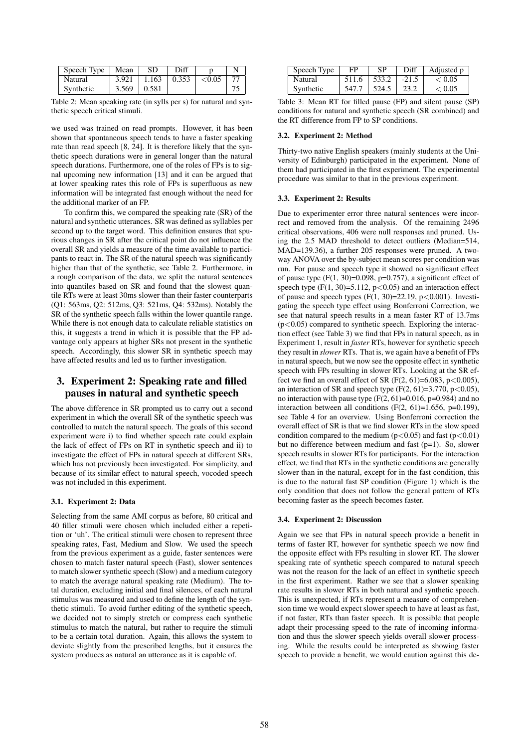| Speech Type | Mean | SD | Diff | p | N |
|---|---|---|---|---|---|
| Natural | 3.921 | 1.163 | 0.353 | <0.05 | 77 |
| Synthetic | 3.569 | 0.581 | | | 75 |

Table 2: Mean speaking rate (in sylls per s) for natural and synthetic speech critical stimuli.

we used was trained on read prompts. However, it has been shown that spontaneous speech tends to have a faster speaking rate than read speech [8, 24]. It is therefore likely that the synthetic speech durations were in general longer than the natural speech durations. Furthermore, one of the roles of FPs is to signal upcoming new information [13] and it can be argued that at lower speaking rates this role of FPs is superfluous as new information will be integrated fast enough without the need for the additional marker of an FP.

To confirm this, we compared the speaking rate (SR) of the natural and synthetic utterances. SR was defined as syllables per second up to the target word. This definition ensures that spurious changes in SR after the critical point do not influence the overall SR and yields a measure of the time available to participants to react in. The SR of the natural speech was significantly higher than that of the synthetic, see Table 2. Furthermore, in a rough comparison of the data, we split the natural sentences into quantiles based on SR and found that the slowest quantile RTs were at least 30ms slower than their faster counterparts (Q1: 563ms, Q2: 512ms, Q3: 521ms, Q4: 532ms). Notably the SR of the synthetic speech falls within the lower quantile range. While there is not enough data to calculate reliable statistics on this, it suggests a trend in which it is possible that the FP advantage only appears at higher SRs not present in the synthetic speech. Accordingly, this slower SR in synthetic speech may have affected results and led us to further investigation.

## 3. Experiment 2: Speaking rate and filled pauses in natural and synthetic speech

The above difference in SR prompted us to carry out a second experiment in which the overall SR of the synthetic speech was controlled to match the natural speech. The goals of this second experiment were i) to find whether speech rate could explain the lack of effect of FPs on RT in synthetic speech and ii) to investigate the effect of FPs in natural speech at different SRs, which has not previously been investigated. For simplicity, and because of its similar effect to natural speech, vocoded speech was not included in this experiment.

### 3.1. Experiment 2: Data

Selecting from the same AMI corpus as before, 80 critical and 40 filler stimuli were chosen which included either a repetition or 'uh'. The critical stimuli were chosen to represent three speaking rates, Fast, Medium and Slow. We used the speech from the previous experiment as a guide, faster sentences were chosen to match faster natural speech (Fast), slower sentences to match slower synthetic speech (Slow) and a medium category to match the average natural speaking rate (Medium). The total duration, excluding initial and final silences, of each natural stimulus was measured and used to define the length of the synthetic stimuli. To avoid further editing of the synthetic speech, we decided not to simply stretch or compress each synthetic stimulus to match the natural, but rather to require the stimuli to be a certain total duration. Again, this allows the system to deviate slightly from the prescribed lengths, but it ensures the system produces as natural an utterance as it is capable of.

| Speech Type | FP | SP | Diff | Adjusted p |
|---|---|---|---|---|
| Natural | 511.6 | 533.2 | -21.5 | $< 0.05$ |
| Synthetic | 547.7 | 524.5 | 23.2 | $< 0.05$ |

Table 3: Mean RT for filled pause (FP) and silent pause (SP) conditions for natural and synthetic speech (SR combined) and the RT difference from FP to SP conditions.

### 3.2. Experiment 2: Method

Thirty-two native English speakers (mainly students at the University of Edinburgh) participated in the experiment. None of them had participated in the first experiment. The experimental procedure was similar to that in the previous experiment.

### 3.3. Experiment 2: Results

Due to experimenter error three natural sentences were incorrect and removed from the analysis. Of the remaining 2496 critical observations, 406 were null responses and pruned. Using the 2.5 MAD threshold to detect outliers (Median=514, MAD=139.36), a further 205 responses were pruned. A two-way ANOVA over the by-subject mean scores per condition was run. For pause and speech type it showed no significant effect of pause type ($F(1, 30)=0.098$, $p=0.757$), a significant effect of speech type ($F(1, 30)=5.112$, $p<0.05$) and an interaction effect of pause and speech types ($F(1, 30)=22.19$, $p<0.001$). Investigating the speech type effect using Bonferroni Correction, we see that natural speech results in a mean faster RT of 13.7ms ($p<0.05$) compared to synthetic speech. Exploring the interaction effect (see Table 3) we find that FPs in natural speech, as in Experiment 1, result in *faster* RTs, however for synthetic speech they result in *slower* RTs. That is, we again have a benefit of FPs in natural speech, but we now see the opposite effect in synthetic speech with FPs resulting in slower RTs. Looking at the SR effect we find an overall effect of SR ($F(2, 61)=6.083$, $p<0.005$), an interaction of SR and speech type ($F(2, 61)=3.770$, $p<0.05$), no interaction with pause type ($F(2, 61)=0.016$, $p=0.984$) and no interaction between all conditions ($F(2, 61)=1.656$, $p=0.199$), see Table 4 for an overview. Using Bonferroni correction the overall effect of SR is that we find slower RTs in the slow speed condition compared to the medium ($p<0.05$) and fast ($p<0.01$) but no difference between medium and fast ($p=1$). So, slower speech results in slower RTs for participants. For the interaction effect, we find that RTs in the synthetic conditions are generally slower than in the natural, except for in the fast condition, this is due to the natural fast SP condition (Figure 1) which is the only condition that does not follow the general pattern of RTs becoming faster as the speech becomes faster.

### 3.4. Experiment 2: Discussion

Again we see that FPs in natural speech provide a benefit in terms of faster RT, however for synthetic speech we now find the opposite effect with FPs resulting in slower RT. The slower speaking rate of synthetic speech compared to natural speech was not the reason for the lack of an effect in synthetic speech in the first experiment. Rather we see that a slower speaking rate results in slower RTs in both natural and synthetic speech. This is unexpected, if RTs represent a measure of comprehension time we would expect slower speech to have at least as fast, if not faster, RTs than faster speech. It is possible that people adapt their processing speed to the rate of incoming information and thus the slower speech yields overall slower processing. While the results could be interpreted as showing faster speech to provide a benefit, we would caution against this de-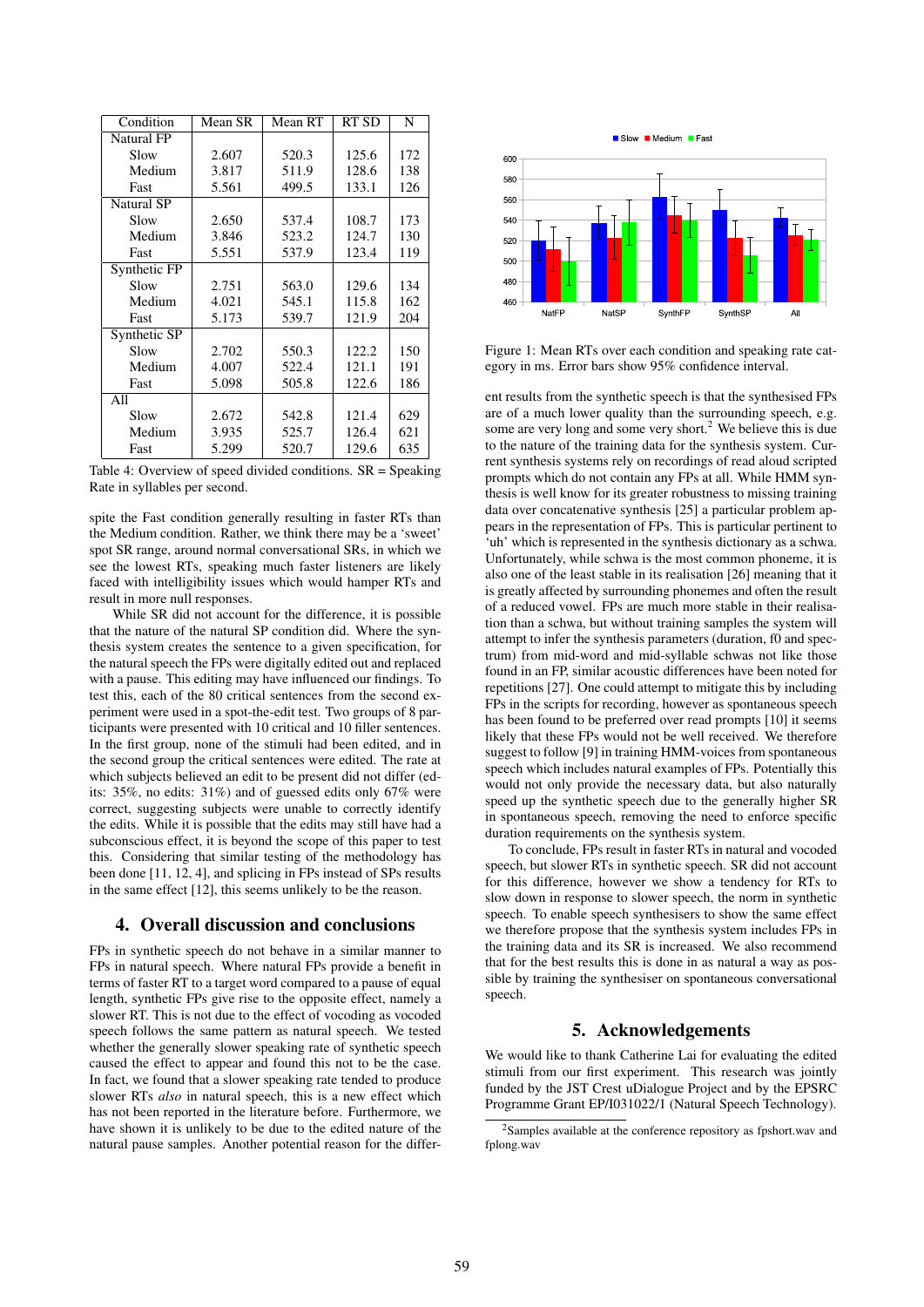| Condition | Mean SR | Mean RT | RT SD | N |
|---|---|---|---|---|
| Natural FP | | | | |
| Slow | 2.607 | 520.3 | 125.6 | 172 |
| Medium | 3.817 | 511.9 | 128.6 | 138 |
| Fast | 5.561 | 499.5 | 133.1 | 126 |
| Natural SP | | | | |
| Slow | 2.650 | 537.4 | 108.7 | 173 |
| Medium | 3.846 | 523.2 | 124.7 | 130 |
| Fast | 5.551 | 537.9 | 123.4 | 119 |
| Synthetic FP | | | | |
| Slow | 2.751 | 563.0 | 129.6 | 134 |
| Medium | 4.021 | 545.1 | 115.8 | 162 |
| Fast | 5.173 | 539.7 | 121.9 | 204 |
| Synthetic SP | | | | |
| Slow | 2.702 | 550.3 | 122.2 | 150 |
| Medium | 4.007 | 522.4 | 121.1 | 191 |
| Fast | 5.098 | 505.8 | 122.6 | 186 |
| All | | | | |
| Slow | 2.672 | 542.8 | 121.4 | 629 |
| Medium | 3.935 | 525.7 | 126.4 | 621 |
| Fast | 5.299 | 520.7 | 129.6 | 635 |

Table 4: Overview of speed divided conditions. SR = Speaking Rate in syllables per second.

spite the Fast condition generally resulting in faster RTs than the Medium condition. Rather, we think there may be a 'sweet' spot SR range, around normal conversational SRs, in which we see the lowest RTs, speaking much faster listeners are likely faced with intelligibility issues which would hamper RTs and result in more null responses.

While SR did not account for the difference, it is possible that the nature of the natural SP condition did. Where the synthesis system creates the sentence to a given specification, for the natural speech the FPs were digitally edited out and replaced with a pause. This editing may have influenced our findings. To test this, each of the 80 critical sentences from the second experiment were used in a spot-the-edit test. Two groups of 8 participants were presented with 10 critical and 10 filler sentences. In the first group, none of the stimuli had been edited, and in the second group the critical sentences were edited. The rate at which subjects believed an edit to be present did not differ (edits: 35%, no edits: 31%) and of guessed edits only 67% were correct, suggesting subjects were unable to correctly identify the edits. While it is possible that the edits may still have had a subconscious effect, it is beyond the scope of this paper to test this. Considering that similar testing of the methodology has been done [11, 12, 4], and splicing in FPs instead of SPs results in the same effect [12], this seems unlikely to be the reason.

## 4. Overall discussion and conclusions

FPs in synthetic speech do not behave in a similar manner to FPs in natural speech. Where natural FPs provide a benefit in terms of faster RT to a target word compared to a pause of equal length, synthetic FPs give rise to the opposite effect, namely a slower RT. This is not due to the effect of vocoding as vocoded speech follows the same pattern as natural speech. We tested whether the generally slower speaking rate of synthetic speech caused the effect to appear and found this not to be the case. In fact, we found that a slower speaking rate tended to produce slower RTs *also* in natural speech, this is a new effect which has not been reported in the literature before. Furthermore, we have shown it is unlikely to be due to the edited nature of the natural pause samples. Another potential reason for the differ-

Figure 1: Mean RTs over each condition and speaking rate category in ms. Error bars show 95% confidence interval.

ent results from the synthetic speech is that the synthesised FPs are of a much lower quality than the surrounding speech, e.g. some are very long and some very short.[2] We believe this is due to the nature of the training data for the synthesis system. Current synthesis systems rely on recordings of read aloud scripted prompts which do not contain any FPs at all. While HMM synthesis is well know for its greater robustness to missing training data over concatenative synthesis [25] a particular problem appears in the representation of FPs. This is particular pertinent to 'uh' which is represented in the synthesis dictionary as a schwa. Unfortunately, while schwa is the most common phoneme, it is also one of the least stable in its realisation [26] meaning that it is greatly affected by surrounding phonemes and often the result of a reduced vowel. FPs are much more stable in their realisation than a schwa, but without training samples the system will attempt to infer the synthesis parameters (duration, f0 and spectrum) from mid-word and mid-syllable schwas not like those found in an FP, similar acoustic differences have been noted for repetitions [27]. One could attempt to mitigate this by including FPs in the scripts for recording, however as spontaneous speech has been found to be preferred over read prompts [10] it seems likely that these FPs would not be well received. We therefore suggest to follow [9] in training HMM-voices from spontaneous speech which includes natural examples of FPs. Potentially this would not only provide the necessary data, but also naturally speed up the synthetic speech due to the generally higher SR in spontaneous speech, removing the need to enforce specific duration requirements on the synthesis system.

To conclude, FPs result in faster RTs in natural and vocoded speech, but slower RTs in synthetic speech. SR did not account for this difference, however we show a tendency for RTs to slow down in response to slower speech, the norm in synthetic speech. To enable speech synthesisers to show the same effect we therefore propose that the synthesis system includes FPs in the training data and its SR is increased. We also recommend that for the best results this is done in as natural a way as possible by training the synthesiser on spontaneous conversational speech.

## 5. Acknowledgements

We would like to thank Catherine Lai for evaluating the edited stimuli from our first experiment. This research was jointly funded by the JST Crest uDialogue Project and by the EPSRC Programme Grant EP/I031022/1 (Natural Speech Technology).

[2] Samples available at the conference repository as fpshort.wav and fplong.wav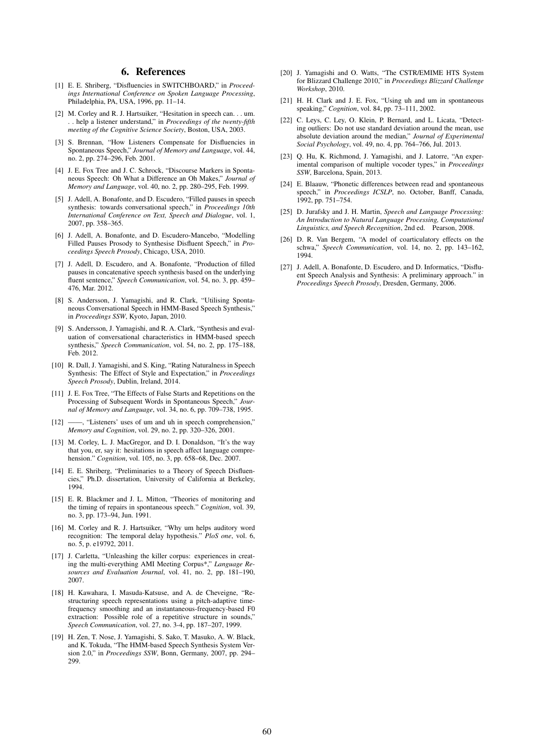## 6. References

[1] E. E. Shriberg, "Disfluencies in SWITCHBOARD," in *Proceedings International Conference on Spoken Language Processing*, Philadelphia, PA, USA, 1996, pp. 11–14.

[2] M. Corley and R. J. Hartsuiker, "Hesitation in speech can. . . um. . . help a listener understand," in *Proceedings of the twenty-fifth meeting of the Cognitive Science Society*, Boston, USA, 2003.

[3] S. Brennan, "How Listeners Compensate for Disfluencies in Spontaneous Speech," *Journal of Memory and Language*, vol. 44, no. 2, pp. 274–296, Feb. 2001.

[4] J. E. Fox Tree and J. C. Schrock, "Discourse Markers in Spontaneous Speech: Oh What a Difference an Oh Makes," *Journal of Memory and Language*, vol. 40, no. 2, pp. 280–295, Feb. 1999.

[5] J. Adell, A. Bonafonte, and D. Escudero, "Filled pauses in speech synthesis: towards conversational speech," in *Proceedings 10th International Conference on Text, Speech and Dialogue*, vol. 1, 2007, pp. 358–365.

[6] J. Adell, A. Bonafonte, and D. Escudero-Mancebo, "Modelling Filled Pauses Prosody to Synthesise Disfluent Speech," in *Proceedings Speech Prosody*, Chicago, USA, 2010.

[7] J. Adell, D. Escudero, and A. Bonafonte, "Production of filled pauses in concatenative speech synthesis based on the underlying fluent sentence," *Speech Communication*, vol. 54, no. 3, pp. 459–476, Mar. 2012.

[8] S. Andersson, J. Yamagishi, and R. Clark, "Utilising Spontaneous Conversational Speech in HMM-Based Speech Synthesis," in *Proceedings SSW*, Kyoto, Japan, 2010.

[9] S. Andersson, J. Yamagishi, and R. A. Clark, "Synthesis and evaluation of conversational characteristics in HMM-based speech synthesis," *Speech Communication*, vol. 54, no. 2, pp. 175–188, Feb. 2012.

[10] R. Dall, J. Yamagishi, and S. King, "Rating Naturalness in Speech Synthesis: The Effect of Style and Expectation," in *Proceedings Speech Prosody*, Dublin, Ireland, 2014.

[11] J. E. Fox Tree, "The Effects of False Starts and Repetitions on the Processing of Subsequent Words in Spontaneous Speech," *Journal of Memory and Language*, vol. 34, no. 6, pp. 709–738, 1995.

[12] ——, "Listeners' uses of um and uh in speech comprehension," *Memory and Cognition*, vol. 29, no. 2, pp. 320–326, 2001.

[13] M. Corley, L. J. MacGregor, and D. I. Donaldson, "It's the way that you, er, say it: hesitations in speech affect language comprehension." *Cognition*, vol. 105, no. 3, pp. 658–68, Dec. 2007.

[14] E. E. Shriberg, "Preliminaries to a Theory of Speech Disfluencies," Ph.D. dissertation, University of California at Berkeley, 1994.

[15] E. R. Blackmer and J. L. Mitton, "Theories of monitoring and the timing of repairs in spontaneous speech." *Cognition*, vol. 39, no. 3, pp. 173–94, Jun. 1991.

[16] M. Corley and R. J. Hartsuiker, "Why um helps auditory word recognition: The temporal delay hypothesis." *PloS one*, vol. 6, no. 5, p. e19792, 2011.

[17] J. Carletta, "Unleashing the killer corpus: experiences in creating the multi-everything AMI Meeting Corpus*," *Language Resources and Evaluation Journal*, vol. 41, no. 2, pp. 181–190, 2007.

[18] H. Kawahara, I. Masuda-Katsuse, and A. de Cheveigne, "Restructuring speech representations using a pitch-adaptive time-frequency smoothing and an instantaneous-frequency-based F0 extraction: Possible role of a repetitive structure in sounds," *Speech Communication*, vol. 27, no. 3-4, pp. 187–207, 1999.

[19] H. Zen, T. Nose, J. Yamagishi, S. Sako, T. Masuko, A. W. Black, and K. Tokuda, "The HMM-based Speech Synthesis System Version 2.0," in *Proceedings SSW*, Bonn, Germany, 2007, pp. 294–299.

[20] J. Yamagishi and O. Watts, "The CSTR/EMIME HTS System for Blizzard Challenge 2010," in *Proceedings Blizzard Challenge Workshop*, 2010.

[21] H. H. Clark and J. E. Fox, "Using uh and um in spontaneous speaking," *Cognition*, vol. 84, pp. 73–111, 2002.

[22] C. Leys, C. Ley, O. Klein, P. Bernard, and L. Licata, "Detecting outliers: Do not use standard deviation around the mean, use absolute deviation around the median," *Journal of Experimental Social Psychology*, vol. 49, no. 4, pp. 764–766, Jul. 2013.

[23] Q. Hu, K. Richmond, J. Yamagishi, and J. Latorre, "An experimental comparison of multiple vocoder types," in *Proceedings SSW*, Barcelona, Spain, 2013.

[24] E. Blaauw, "Phonetic differences between read and spontaneous speech," in *Proceedings ICSLP*, no. October, Banff, Canada, 1992, pp. 751–754.

[25] D. Jurafsky and J. H. Martin, *Speech and Language Processing: An Introduction to Natural Language Processing, Computational Linguistics, and Speech Recognition*, 2nd ed. Pearson, 2008.

[26] D. R. Van Bergem, "A model of coarticulatory effects on the schwa," *Speech Communication*, vol. 14, no. 2, pp. 143–162, 1994.

[27] J. Adell, A. Bonafonte, D. Escudero, and D. Informatics, "Disfluent Speech Analysis and Synthesis: A preliminary approach." in *Proceedings Speech Prosody*, Dresden, Germany, 2006.